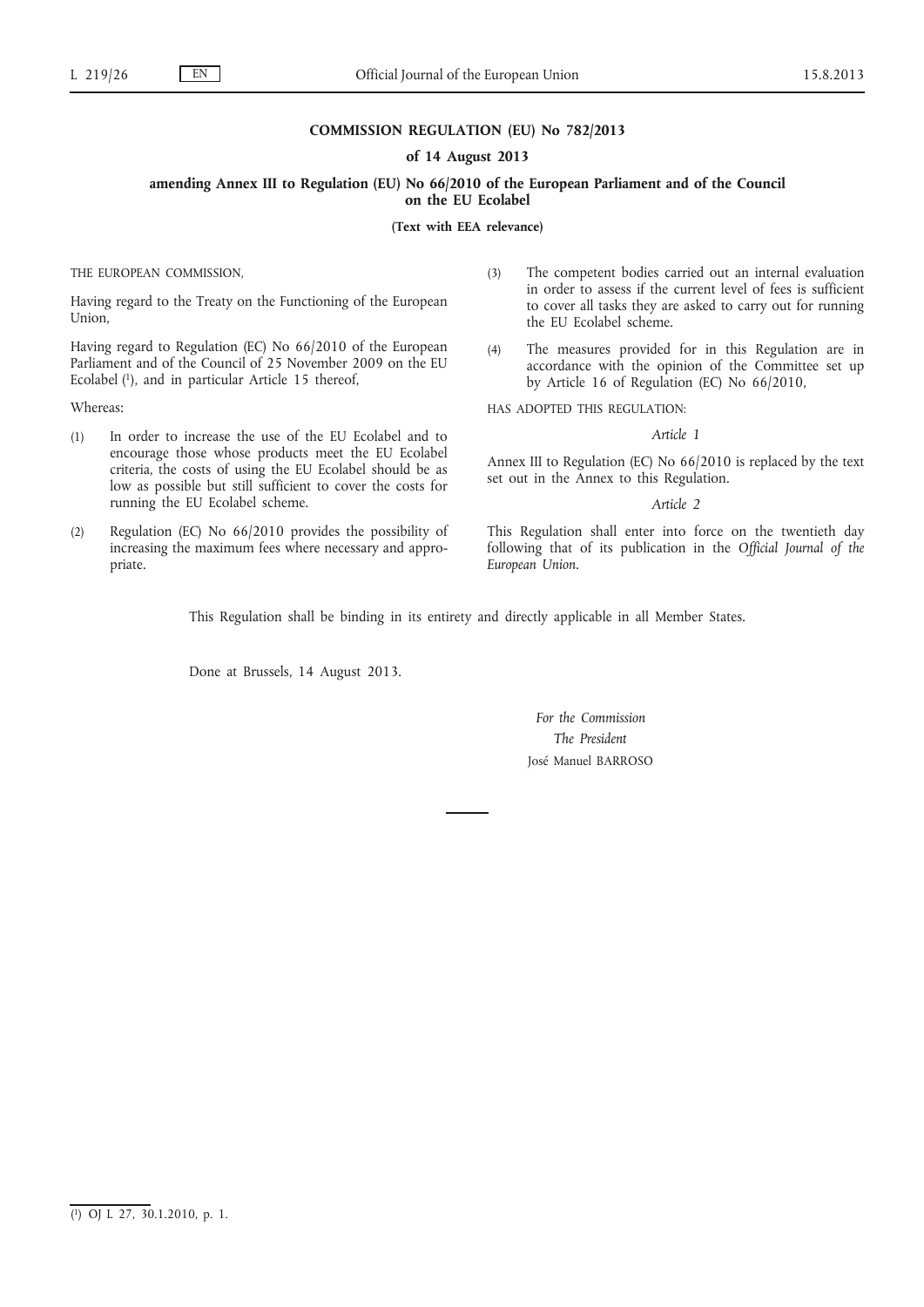**COMMISSION REGULATION (EU) No 782/2013**

**of 14 August 2013**

**amending Annex III to Regulation (EU) No 66/2010 of the European Parliament and of the Council on the EU Ecolabel**

**(Text with EEA relevance)**

THE EUROPEAN COMMISSION,

Having regard to the Treaty on the Functioning of the European Union,

Having regard to Regulation (EC) No 66/2010 of the European Parliament and of the Council of 25 November 2009 on the EU Ecolabel [1], and in particular Article 15 thereof,

Whereas:

(1) In order to increase the use of the EU Ecolabel and to encourage those whose products meet the EU Ecolabel criteria, the costs of using the EU Ecolabel should be as low as possible but still sufficient to cover the costs for running the EU Ecolabel scheme.

(2) Regulation (EC) No 66/2010 provides the possibility of increasing the maximum fees where necessary and appropriate.

(3) The competent bodies carried out an internal evaluation in order to assess if the current level of fees is sufficient to cover all tasks they are asked to carry out for running the EU Ecolabel scheme.

(4) The measures provided for in this Regulation are in accordance with the opinion of the Committee set up by Article 16 of Regulation (EC) No 66/2010,

HAS ADOPTED THIS REGULATION:

*Article 1*

Annex III to Regulation (EC) No 66/2010 is replaced by the text set out in the Annex to this Regulation.

*Article 2*

This Regulation shall enter into force on the twentieth day following that of its publication in the *Official Journal of the European Union*.

This Regulation shall be binding in its entirety and directly applicable in all Member States.

Done at Brussels, 14 August 2013.

*For the Commission*

*The President*

José Manuel BARROSO

---

[1] OJ L 27, 30.1.2010, p. 1.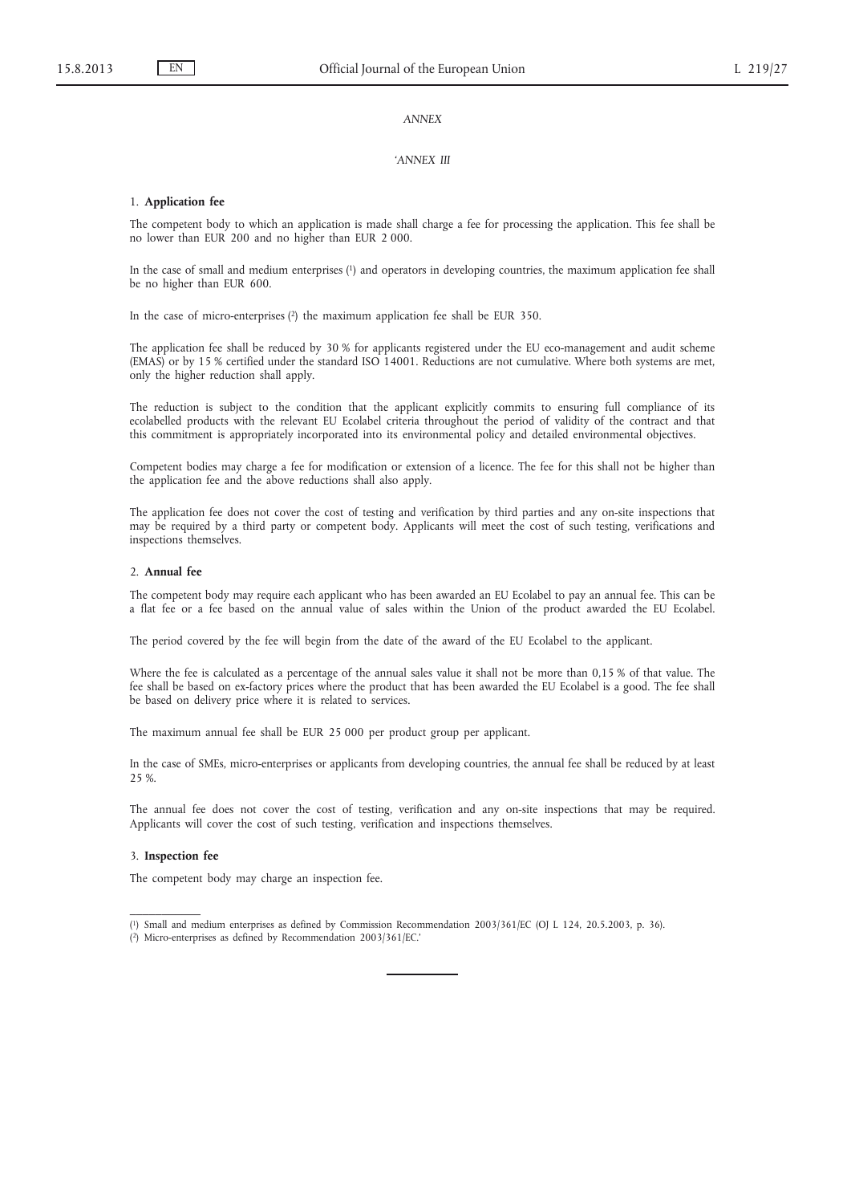*ANNEX*

*'ANNEX III*

## 1. **Application fee**

The competent body to which an application is made shall charge a fee for processing the application. This fee shall be no lower than EUR 200 and no higher than EUR 2 000.

In the case of small and medium enterprises [1] and operators in developing countries, the maximum application fee shall be no higher than EUR 600.

In the case of micro-enterprises [2] the maximum application fee shall be EUR 350.

The application fee shall be reduced by 30 % for applicants registered under the EU eco-management and audit scheme (EMAS) or by 15 % certified under the standard ISO 14001. Reductions are not cumulative. Where both systems are met, only the higher reduction shall apply.

The reduction is subject to the condition that the applicant explicitly commits to ensuring full compliance of its ecolabelled products with the relevant EU Ecolabel criteria throughout the period of validity of the contract and that this commitment is appropriately incorporated into its environmental policy and detailed environmental objectives.

Competent bodies may charge a fee for modification or extension of a licence. The fee for this shall not be higher than the application fee and the above reductions shall also apply.

The application fee does not cover the cost of testing and verification by third parties and any on-site inspections that may be required by a third party or competent body. Applicants will meet the cost of such testing, verifications and inspections themselves.

## 2. **Annual fee**

The competent body may require each applicant who has been awarded an EU Ecolabel to pay an annual fee. This can be a flat fee or a fee based on the annual value of sales within the Union of the product awarded the EU Ecolabel.

The period covered by the fee will begin from the date of the award of the EU Ecolabel to the applicant.

Where the fee is calculated as a percentage of the annual sales value it shall not be more than 0,15 % of that value. The fee shall be based on ex-factory prices where the product that has been awarded the EU Ecolabel is a good. The fee shall be based on delivery price where it is related to services.

The maximum annual fee shall be EUR 25 000 per product group per applicant.

In the case of SMEs, micro-enterprises or applicants from developing countries, the annual fee shall be reduced by at least 25 %.

The annual fee does not cover the cost of testing, verification and any on-site inspections that may be required. Applicants will cover the cost of such testing, verification and inspections themselves.

## 3. **Inspection fee**

The competent body may charge an inspection fee.

---

(1) Small and medium enterprises as defined by Commission Recommendation 2003/361/EC (OJ L 124, 20.5.2003, p. 36).

(2) Micro-enterprises as defined by Recommendation 2003/361/EC.'